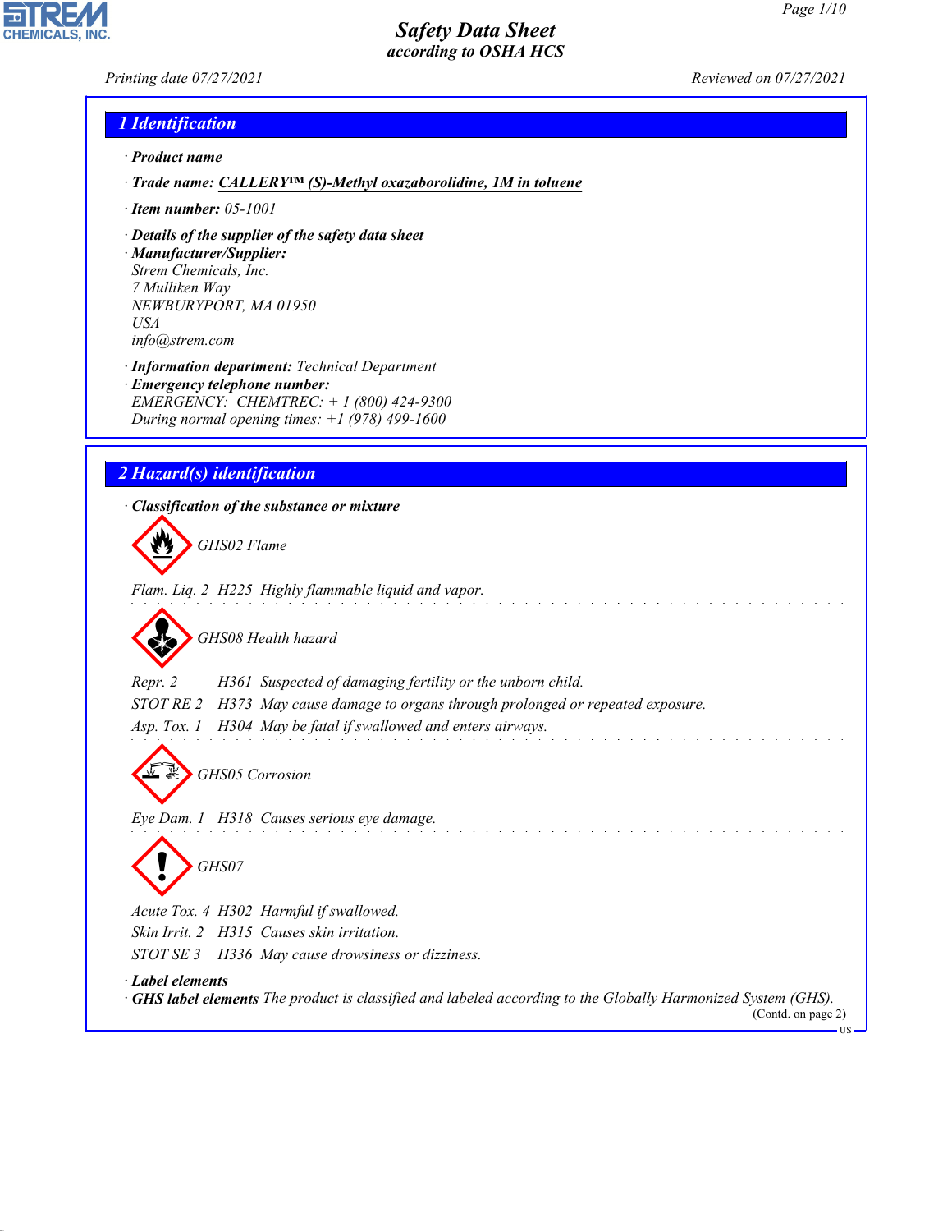# Safety Data Sheet
*according to OSHA HCS*

Printing date 07/27/2021 Reviewed on 07/27/2021

## 1 Identification

· **Product name**

· **Trade name: CALLERY™ (S)-Methyl oxazaborolidine, 1M in toluene**

· **Item number:** 05-1001

· **Details of the supplier of the safety data sheet**

· **Manufacturer/Supplier:**
Strem Chemicals, Inc.
7 Mulliken Way
NEWBURYPORT, MA 01950
USA
info@strem.com

· **Information department:** Technical Department

· **Emergency telephone number:**
EMERGENCY: CHEMTREC: + 1 (800) 424-9300
During normal opening times: +1 (978) 499-1600

## 2 Hazard(s) identification

· **Classification of the substance or mixture**

GHS02 Flame

Flam. Liq. 2 H225 Highly flammable liquid and vapor.

GHS08 Health hazard

Repr. 2 H361 Suspected of damaging fertility or the unborn child.
STOT RE 2 H373 May cause damage to organs through prolonged or repeated exposure.
Asp. Tox. 1 H304 May be fatal if swallowed and enters airways.

GHS05 Corrosion

Eye Dam. 1 H318 Causes serious eye damage.

GHS07

Acute Tox. 4 H302 Harmful if swallowed.
Skin Irrit. 2 H315 Causes skin irritation.
STOT SE 3 H336 May cause drowsiness or dizziness.

· **Label elements**

· **GHS label elements** The product is classified and labeled according to the Globally Harmonized System (GHS).

(Contd. on page 2)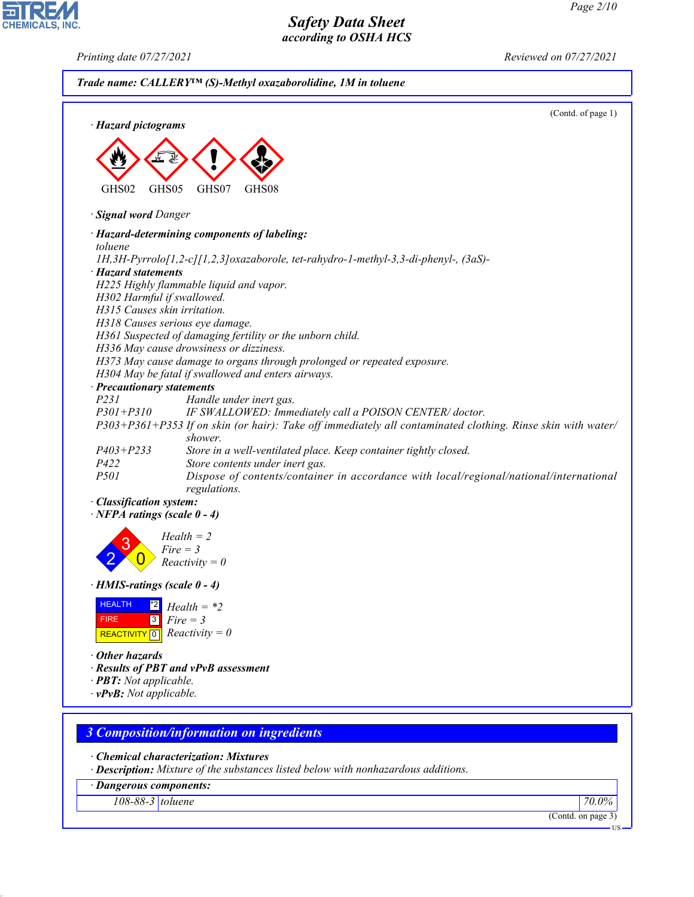**Trade name: CALLERY™ (S)-Methyl oxazaborolidine, 1M in toluene**

(Contd. of page 1)

· **Hazard pictograms**

GHS02 GHS05 GHS07 GHS08

· **Signal word** Danger

· **Hazard-determining components of labeling:**
toluene
1H,3H-Pyrrolo[1,2-c][1,2,3]oxazaborole, tet-rahydro-1-methyl-3,3-di-phenyl-, (3aS)-

· **Hazard statements**
H225 Highly flammable liquid and vapor.
H302 Harmful if swallowed.
H315 Causes skin irritation.
H318 Causes serious eye damage.
H361 Suspected of damaging fertility or the unborn child.
H336 May cause drowsiness or dizziness.
H373 May cause damage to organs through prolonged or repeated exposure.
H304 May be fatal if swallowed and enters airways.

· **Precautionary statements**

| | |
|---|---|
| P231 | Handle under inert gas. |
| P301+P310 | IF SWALLOWED: Immediately call a POISON CENTER/ doctor. |
| P303+P361+P353 | If on skin (or hair): Take off immediately all contaminated clothing. Rinse skin with water/ shower. |
| P403+P233 | Store in a well-ventilated place. Keep container tightly closed. |
| P422 | Store contents under inert gas. |
| P501 | Dispose of contents/container in accordance with local/regional/national/international regulations. |

· **Classification system:**

· **NFPA ratings (scale 0 - 4)**

Health = 2
Fire = 3
Reactivity = 0

· **HMIS-ratings (scale 0 - 4)**

| | | |
|---|---|---|
| HEALTH | *2 | Health = *2 |
| FIRE | 3 | Fire = 3 |
| REACTIVITY | 0 | Reactivity = 0 |

· **Other hazards**

· **Results of PBT and vPvB assessment**

· **PBT:** Not applicable.

· **vPvB:** Not applicable.

## 3 Composition/information on ingredients

· **Chemical characterization: Mixtures**

· **Description:** Mixture of the substances listed below with nonhazardous additions.

| · **Dangerous components:** | | |
|---|---|---|
| 108-88-3 | toluene | 70.0% |

(Contd. on page 3)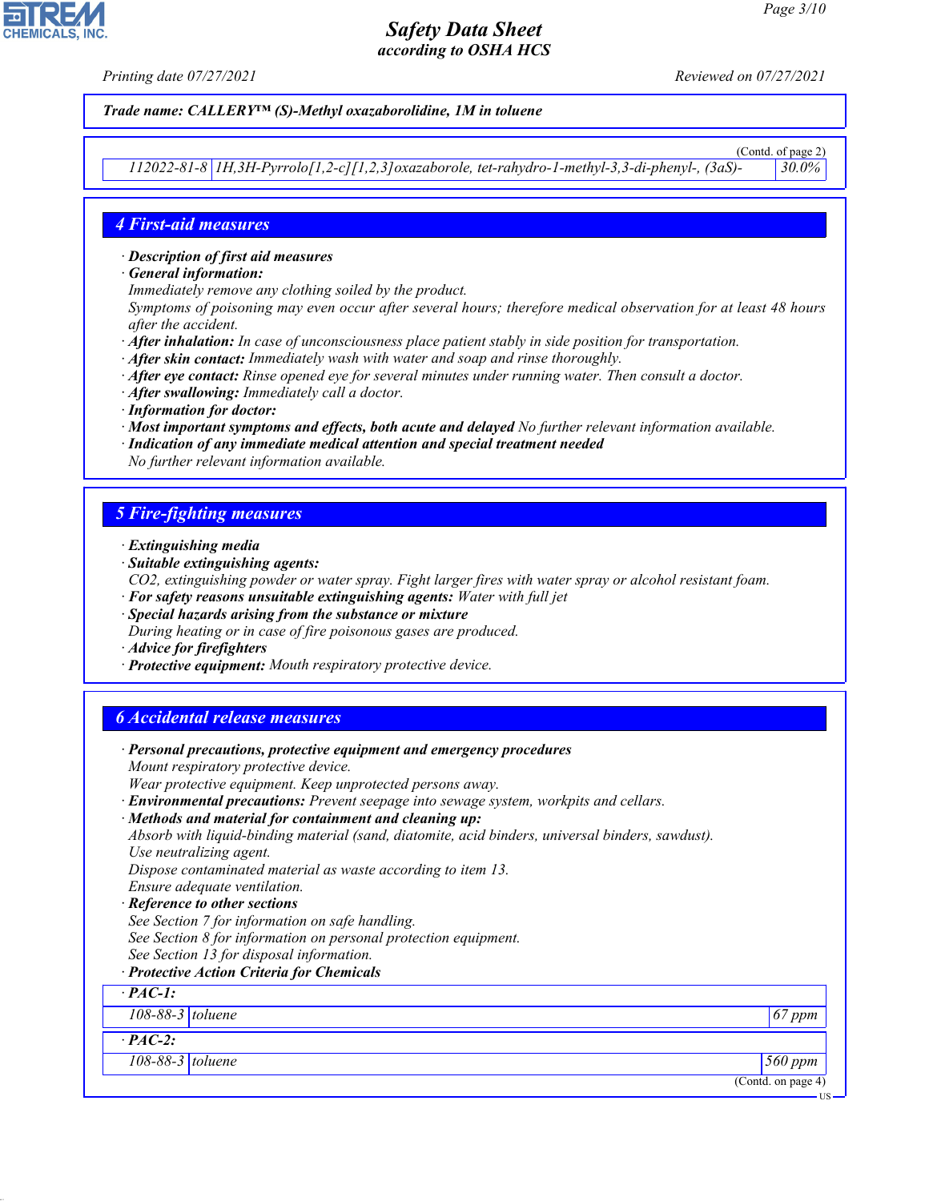**Trade name: CALLERY™ (S)-Methyl oxazaborolidine, 1M in toluene**

(Contd. of page 2)

| | | |
|---|---|---|
| 112022-81-8 | 1H,3H-Pyrrolo[1,2-c][1,2,3]oxazaborole, tet-rahydro-1-methyl-3,3-di-phenyl-, (3aS)- | 30.0% |

## 4 First-aid measures

· **Description of first aid measures**
· **General information:**
Immediately remove any clothing soiled by the product.
Symptoms of poisoning may even occur after several hours; therefore medical observation for at least 48 hours after the accident.
· **After inhalation:** In case of unconsciousness place patient stably in side position for transportation.
· **After skin contact:** Immediately wash with water and soap and rinse thoroughly.
· **After eye contact:** Rinse opened eye for several minutes under running water. Then consult a doctor.
· **After swallowing:** Immediately call a doctor.
· **Information for doctor:**
· **Most important symptoms and effects, both acute and delayed** No further relevant information available.
· **Indication of any immediate medical attention and special treatment needed**
No further relevant information available.

## 5 Fire-fighting measures

· **Extinguishing media**
· **Suitable extinguishing agents:**
$CO_2$, extinguishing powder or water spray. Fight larger fires with water spray or alcohol resistant foam.
· **For safety reasons unsuitable extinguishing agents:** Water with full jet
· **Special hazards arising from the substance or mixture**
During heating or in case of fire poisonous gases are produced.
· **Advice for firefighters**
· **Protective equipment:** Mouth respiratory protective device.

## 6 Accidental release measures

· **Personal precautions, protective equipment and emergency procedures**
Mount respiratory protective device.
Wear protective equipment. Keep unprotected persons away.
· **Environmental precautions:** Prevent seepage into sewage system, workpits and cellars.
· **Methods and material for containment and cleaning up:**
Absorb with liquid-binding material (sand, diatomite, acid binders, universal binders, sawdust).
Use neutralizing agent.
Dispose contaminated material as waste according to item 13.
Ensure adequate ventilation.
· **Reference to other sections**
See Section 7 for information on safe handling.
See Section 8 for information on personal protection equipment.
See Section 13 for disposal information.
· **Protective Action Criteria for Chemicals**

| · PAC-1: | | |
|---|---|---|
| 108-88-3 | toluene | 67 ppm |
| **· PAC-2:** | | |
| 108-88-3 | toluene | 560 ppm |

(Contd. on page 4)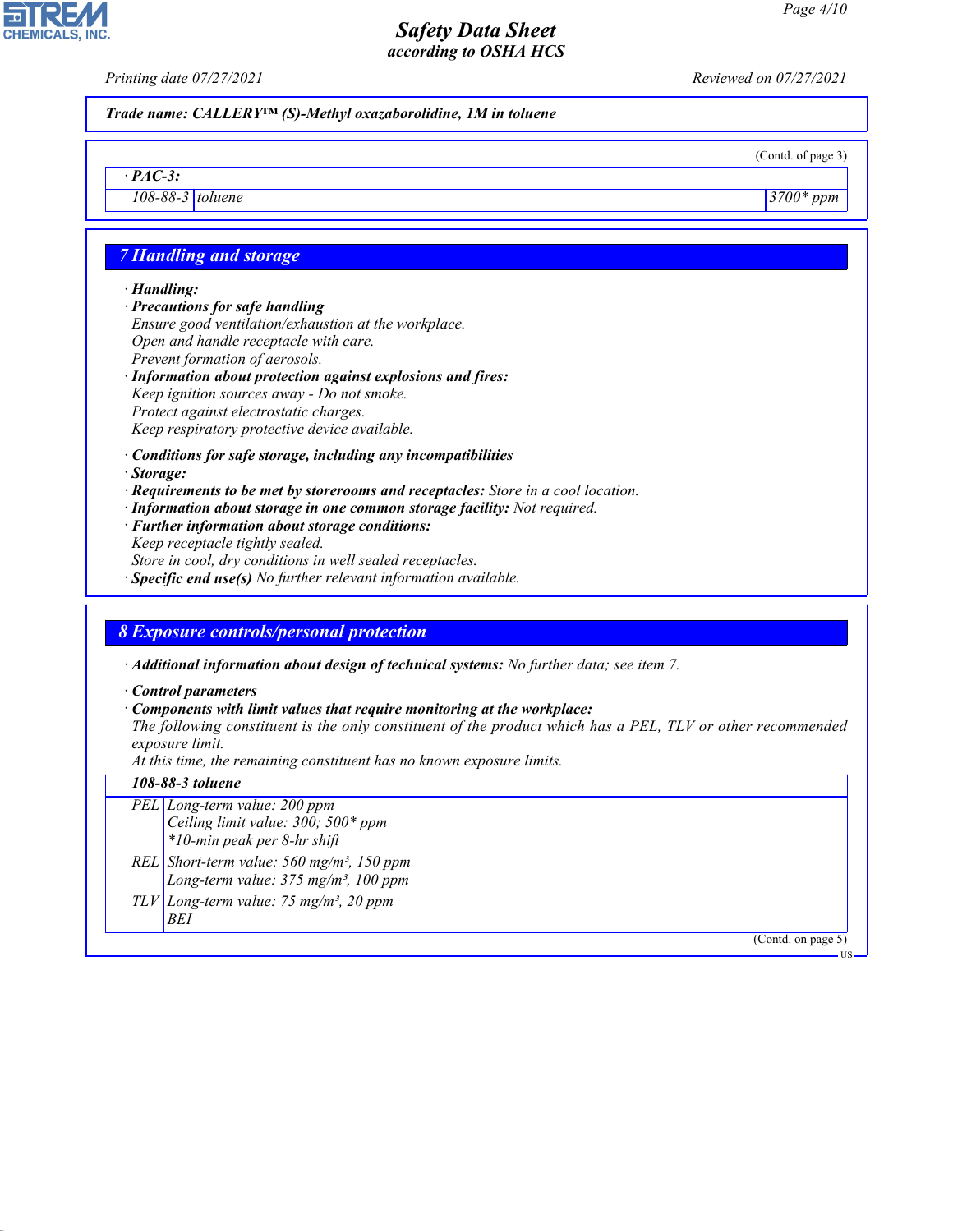Trade name: CALLERY™ (S)-Methyl oxazaborolidine, 1M in toluene

(Contd. of page 3)

| · PAC-3: | | |
|---|---|---|
| 108-88-3 | toluene | 3700* ppm |

## 7 Handling and storage

· **Handling:**

· **Precautions for safe handling**

Ensure good ventilation/exhaustion at the workplace.
Open and handle receptacle with care.
Prevent formation of aerosols.

· **Information about protection against explosions and fires:**

Keep ignition sources away - Do not smoke.
Protect against electrostatic charges.
Keep respiratory protective device available.

· **Conditions for safe storage, including any incompatibilities**

· **Storage:**

· **Requirements to be met by storerooms and receptacles:** Store in a cool location.

· **Information about storage in one common storage facility:** Not required.

· **Further information about storage conditions:**

Keep receptacle tightly sealed.
Store in cool, dry conditions in well sealed receptacles.

· **Specific end use(s)** No further relevant information available.

## 8 Exposure controls/personal protection

· **Additional information about design of technical systems:** No further data; see item 7.

· **Control parameters**

· **Components with limit values that require monitoring at the workplace:**

The following constituent is the only constituent of the product which has a PEL, TLV or other recommended exposure limit.
At this time, the remaining constituent has no known exposure limits.

| 108-88-3 toluene | |
|---|---|
| PEL | Long-term value: 200 ppm<br>Ceiling limit value: 300; 500* ppm<br>*10-min peak per 8-hr shift |
| REL | Short-term value: 560 mg/m³, 150 ppm<br>Long-term value: 375 mg/m³, 100 ppm |
| TLV | Long-term value: 75 mg/m³, 20 ppm<br>BEI |

(Contd. on page 5)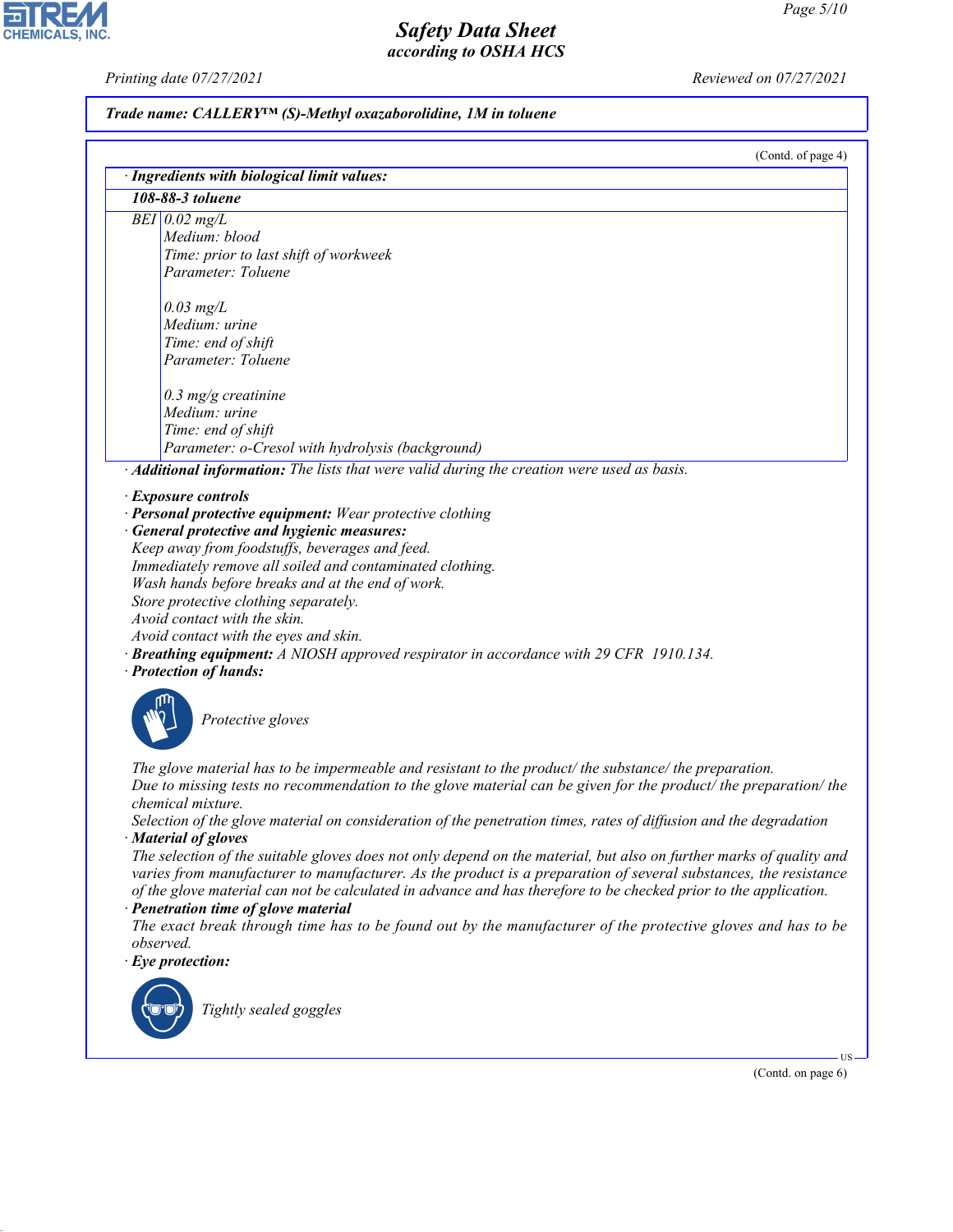(Contd. of page 4)

**· Ingredients with biological limit values:**

| **108-88-3 toluene** | |
|---|---|
| BEI | 0.02 mg/L<br>Medium: blood<br>Time: prior to last shift of workweek<br>Parameter: Toluene<br><br>0.03 mg/L<br>Medium: urine<br>Time: end of shift<br>Parameter: Toluene<br><br>0.3 mg/g creatinine<br>Medium: urine<br>Time: end of shift<br>Parameter: o-Cresol with hydrolysis (background) |

· ***Additional information:*** *The lists that were valid during the creation were used as basis.*

· ***Exposure controls***

· ***Personal protective equipment:*** *Wear protective clothing*

· ***General protective and hygienic measures:***

*Keep away from foodstuffs, beverages and feed.*
*Immediately remove all soiled and contaminated clothing.*
*Wash hands before breaks and at the end of work.*
*Store protective clothing separately.*
*Avoid contact with the skin.*
*Avoid contact with the eyes and skin.*

· ***Breathing equipment:*** *A NIOSH approved respirator in accordance with 29 CFR 1910.134.*

· ***Protection of hands:***

*Protective gloves*

*The glove material has to be impermeable and resistant to the product/ the substance/ the preparation.*
*Due to missing tests no recommendation to the glove material can be given for the product/ the preparation/ the chemical mixture.*
*Selection of the glove material on consideration of the penetration times, rates of diffusion and the degradation*

· ***Material of gloves***

*The selection of the suitable gloves does not only depend on the material, but also on further marks of quality and varies from manufacturer to manufacturer. As the product is a preparation of several substances, the resistance of the glove material can not be calculated in advance and has therefore to be checked prior to the application.*

· ***Penetration time of glove material***

*The exact break through time has to be found out by the manufacturer of the protective gloves and has to be observed.*

· ***Eye protection:***

*Tightly sealed goggles*

(Contd. on page 6)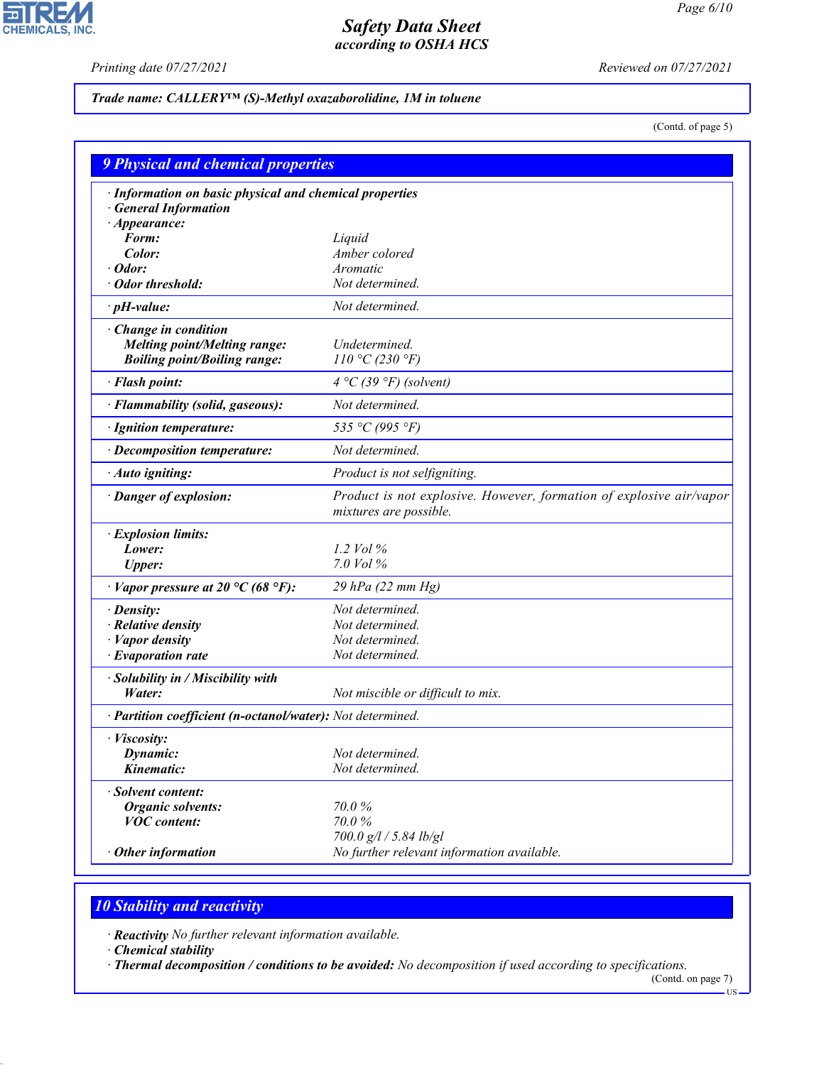Trade name: CALLERY™ (S)-Methyl oxazaborolidine, 1M in toluene

(Contd. of page 5)

## 9 Physical and chemical properties

| | |
|---|---|
| · **Information on basic physical and chemical properties** | |
| · **General Information** | |
| · **Appearance:** | |
| **Form:** | Liquid |
| **Color:** | Amber colored |
| · **Odor:** | Aromatic |
| · **Odor threshold:** | Not determined. |
| · **pH-value:** | Not determined. |
| · **Change in condition** | |
| **Melting point/Melting range:** | Undetermined. |
| **Boiling point/Boiling range:** | 110 °C (230 °F) |
| · **Flash point:** | 4 °C (39 °F) (solvent) |
| · **Flammability (solid, gaseous):** | Not determined. |
| · **Ignition temperature:** | 535 °C (995 °F) |
| · **Decomposition temperature:** | Not determined. |
| · **Auto igniting:** | Product is not selfigniting. |
| · **Danger of explosion:** | Product is not explosive. However, formation of explosive air/vapor mixtures are possible. |
| · **Explosion limits:** | |
| **Lower:** | 1.2 Vol % |
| **Upper:** | 7.0 Vol % |
| · **Vapor pressure at 20 °C (68 °F):** | 29 hPa (22 mm Hg) |
| · **Density:** | Not determined. |
| · **Relative density** | Not determined. |
| · **Vapor density** | Not determined. |
| · **Evaporation rate** | Not determined. |
| · **Solubility in / Miscibility with** | |
| **Water:** | Not miscible or difficult to mix. |
| · **Partition coefficient (n-octanol/water):** | Not determined. |
| · **Viscosity:** | |
| **Dynamic:** | Not determined. |
| **Kinematic:** | Not determined. |
| · **Solvent content:** | |
| **Organic solvents:** | 70.0 % |
| **VOC content:** | 70.0 % |
| | 700.0 g/l / 5.84 lb/gl |
| · **Other information** | No further relevant information available. |

## 10 Stability and reactivity

· **Reactivity** No further relevant information available.

· **Chemical stability**

· **Thermal decomposition / conditions to be avoided:** No decomposition if used according to specifications.

(Contd. on page 7)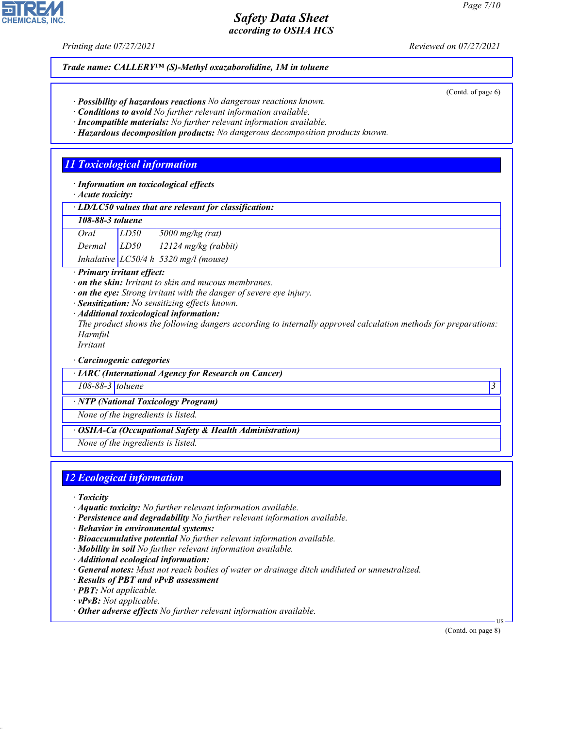**Trade name: CALLERY™ (S)-Methyl oxazaborolidine, 1M in toluene**

(Contd. of page 6)

· **Possibility of hazardous reactions** No dangerous reactions known.
· **Conditions to avoid** No further relevant information available.
· **Incompatible materials:** No further relevant information available.
· **Hazardous decomposition products:** No dangerous decomposition products known.

## 11 Toxicological information

· **Information on toxicological effects**
· **Acute toxicity:**

| · LD/LC50 values that are relevant for classification: | | |
|---|---|---|
| **108-88-3 toluene** | | |
| Oral | LD50 | 5000 mg/kg (rat) |
| Dermal | LD50 | 12124 mg/kg (rabbit) |
| Inhalative | LC50/4 h | 5320 mg/l (mouse) |

· **Primary irritant effect:**
· **on the skin:** Irritant to skin and mucous membranes.
· **on the eye:** Strong irritant with the danger of severe eye injury.
· **Sensitization:** No sensitizing effects known.
· **Additional toxicological information:**
The product shows the following dangers according to internally approved calculation methods for preparations:
Harmful
Irritant

· **Carcinogenic categories**

| · IARC (International Agency for Research on Cancer) | | |
|---|---|---|
| 108-88-3 | toluene | 3 |

| · NTP (National Toxicology Program) |
|---|
| None of the ingredients is listed. |

| · OSHA-Ca (Occupational Safety & Health Administration) |
|---|
| None of the ingredients is listed. |

## 12 Ecological information

· **Toxicity**
· **Aquatic toxicity:** No further relevant information available.
· **Persistence and degradability** No further relevant information available.
· **Behavior in environmental systems:**
· **Bioaccumulative potential** No further relevant information available.
· **Mobility in soil** No further relevant information available.
· **Additional ecological information:**
· **General notes:** Must not reach bodies of water or drainage ditch undiluted or unneutralized.
· **Results of PBT and vPvB assessment**
· **PBT:** Not applicable.
· **vPvB:** Not applicable.
· **Other adverse effects** No further relevant information available.

(Contd. on page 8)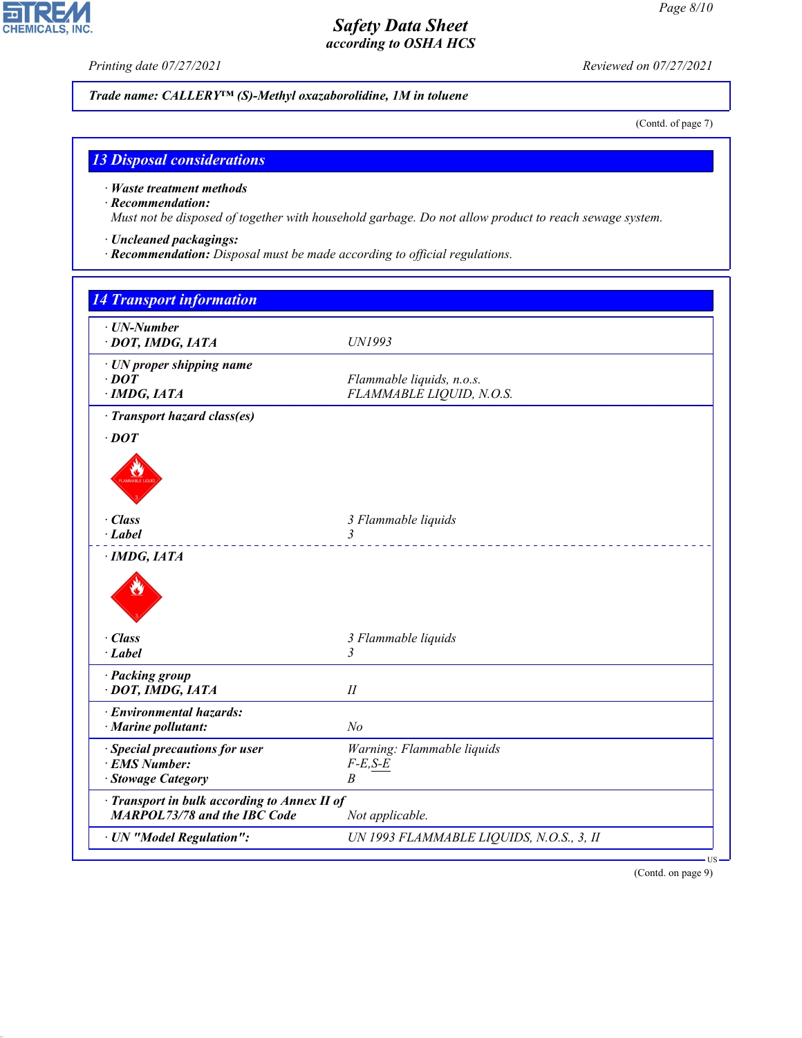**Trade name: CALLERY™ (S)-Methyl oxazaborolidine, 1M in toluene**

(Contd. of page 7)

## 13 Disposal considerations

- **Waste treatment methods**
- **Recommendation:**
  Must not be disposed of together with household garbage. Do not allow product to reach sewage system.
- **Uncleaned packagings:**
- **Recommendation:** Disposal must be made according to official regulations.

## 14 Transport information

| | |
|---|---|
| **· UN-Number** | |
| **· DOT, IMDG, IATA** | UN1993 |
| **· UN proper shipping name** | |
| **· DOT** | Flammable liquids, n.o.s. |
| **· IMDG, IATA** | FLAMMABLE LIQUID, N.O.S. |
| **· Transport hazard class(es)** | |
| **· DOT** | |
| **· Class** | 3 Flammable liquids |
| **· Label** | 3 |
| **· IMDG, IATA** | |
| **· Class** | 3 Flammable liquids |
| **· Label** | 3 |
| **· Packing group** | |
| **· DOT, IMDG, IATA** | II |
| **· Environmental hazards:** | |
| **· Marine pollutant:** | No |
| **· Special precautions for user** | Warning: Flammable liquids |
| **· EMS Number:** | F-E,S-E |
| **· Stowage Category** | B |
| **· Transport in bulk according to Annex II of MARPOL73/78 and the IBC Code** | Not applicable. |
| **· UN "Model Regulation":** | UN 1993 FLAMMABLE LIQUIDS, N.O.S., 3, II |

(Contd. on page 9)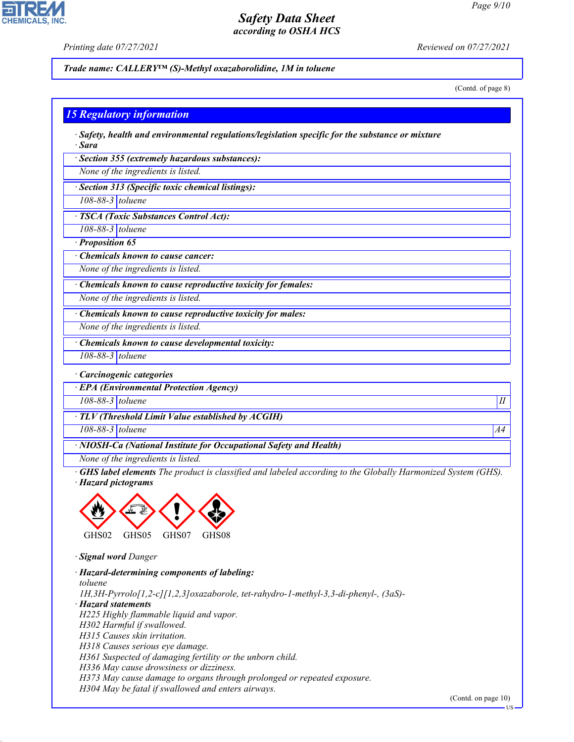**Trade name: CALLERY™ (S)-Methyl oxazaborolidine, 1M in toluene**

(Contd. of page 8)

## 15 Regulatory information

· **Safety, health and environmental regulations/legislation specific for the substance or mixture**
· **Sara**

| · Section 355 (extremely hazardous substances): | |
|---|---|
| None of the ingredients is listed. | |

| · Section 313 (Specific toxic chemical listings): | |
|---|---|
| 108-88-3 | toluene |

| · TSCA (Toxic Substances Control Act): | |
|---|---|
| 108-88-3 | toluene |

· **Proposition 65**

| · Chemicals known to cause cancer: | |
|---|---|
| None of the ingredients is listed. | |

| · Chemicals known to cause reproductive toxicity for females: | |
|---|---|
| None of the ingredients is listed. | |

| · Chemicals known to cause reproductive toxicity for males: | |
|---|---|
| None of the ingredients is listed. | |

| · Chemicals known to cause developmental toxicity: | |
|---|---|
| 108-88-3 | toluene |

· **Carcinogenic categories**

| · EPA (Environmental Protection Agency) | | |
|---|---|---|
| 108-88-3 | toluene | II |

| · TLV (Threshold Limit Value established by ACGIH) | | |
|---|---|---|
| 108-88-3 | toluene | A4 |

| · NIOSH-Ca (National Institute for Occupational Safety and Health) |
|---|
| None of the ingredients is listed. |

· **GHS label elements** The product is classified and labeled according to the Globally Harmonized System (GHS).
· **Hazard pictograms**

GHS02 GHS05 GHS07 GHS08

· **Signal word** Danger

· **Hazard-determining components of labeling:**
toluene
1H,3H-Pyrrolo[1,2-c][1,2,3]oxazaborole, tet-rahydro-1-methyl-3,3-di-phenyl-, (3aS)-

· **Hazard statements**
H225 Highly flammable liquid and vapor.
H302 Harmful if swallowed.
H315 Causes skin irritation.
H318 Causes serious eye damage.
H361 Suspected of damaging fertility or the unborn child.
H336 May cause drowsiness or dizziness.
H373 May cause damage to organs through prolonged or repeated exposure.
H304 May be fatal if swallowed and enters airways.

(Contd. on page 10)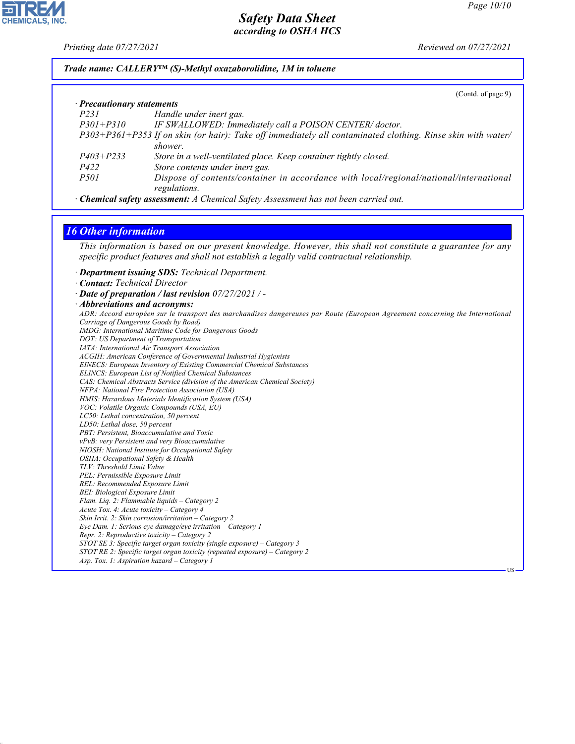**Trade name: CALLERY™ (S)-Methyl oxazaborolidine, 1M in toluene**

(Contd. of page 9)

· **Precautionary statements**

| | |
|---|---|
| P231 | Handle under inert gas. |
| P301+P310 | IF SWALLOWED: Immediately call a POISON CENTER/ doctor. |
| P303+P361+P353 | If on skin (or hair): Take off immediately all contaminated clothing. Rinse skin with water/ shower. |
| P403+P233 | Store in a well-ventilated place. Keep container tightly closed. |
| P422 | Store contents under inert gas. |
| P501 | Dispose of contents/container in accordance with local/regional/national/international regulations. |

· **Chemical safety assessment:** A Chemical Safety Assessment has not been carried out.

## 16 Other information

This information is based on our present knowledge. However, this shall not constitute a guarantee for any specific product features and shall not establish a legally valid contractual relationship.

· **Department issuing SDS:** Technical Department.
· **Contact:** Technical Director
· **Date of preparation / last revision** 07/27/2021 / -
· **Abbreviations and acronyms:**

ADR: Accord européen sur le transport des marchandises dangereuses par Route (European Agreement concerning the International Carriage of Dangerous Goods by Road)
IMDG: International Maritime Code for Dangerous Goods
DOT: US Department of Transportation
IATA: International Air Transport Association
ACGIH: American Conference of Governmental Industrial Hygienists
EINECS: European Inventory of Existing Commercial Chemical Substances
ELINCS: European List of Notified Chemical Substances
CAS: Chemical Abstracts Service (division of the American Chemical Society)
NFPA: National Fire Protection Association (USA)
HMIS: Hazardous Materials Identification System (USA)
VOC: Volatile Organic Compounds (USA, EU)
LC50: Lethal concentration, 50 percent
LD50: Lethal dose, 50 percent
PBT: Persistent, Bioaccumulative and Toxic
vPvB: very Persistent and very Bioaccumulative
NIOSH: National Institute for Occupational Safety
OSHA: Occupational Safety & Health
TLV: Threshold Limit Value
PEL: Permissible Exposure Limit
REL: Recommended Exposure Limit
BEI: Biological Exposure Limit
Flam. Liq. 2: Flammable liquids – Category 2
Acute Tox. 4: Acute toxicity – Category 4
Skin Irrit. 2: Skin corrosion/irritation – Category 2
Eye Dam. 1: Serious eye damage/eye irritation – Category 1
Repr. 2: Reproductive toxicity – Category 2
STOT SE 3: Specific target organ toxicity (single exposure) – Category 3
STOT RE 2: Specific target organ toxicity (repeated exposure) – Category 2
Asp. Tox. 1: Aspiration hazard – Category 1